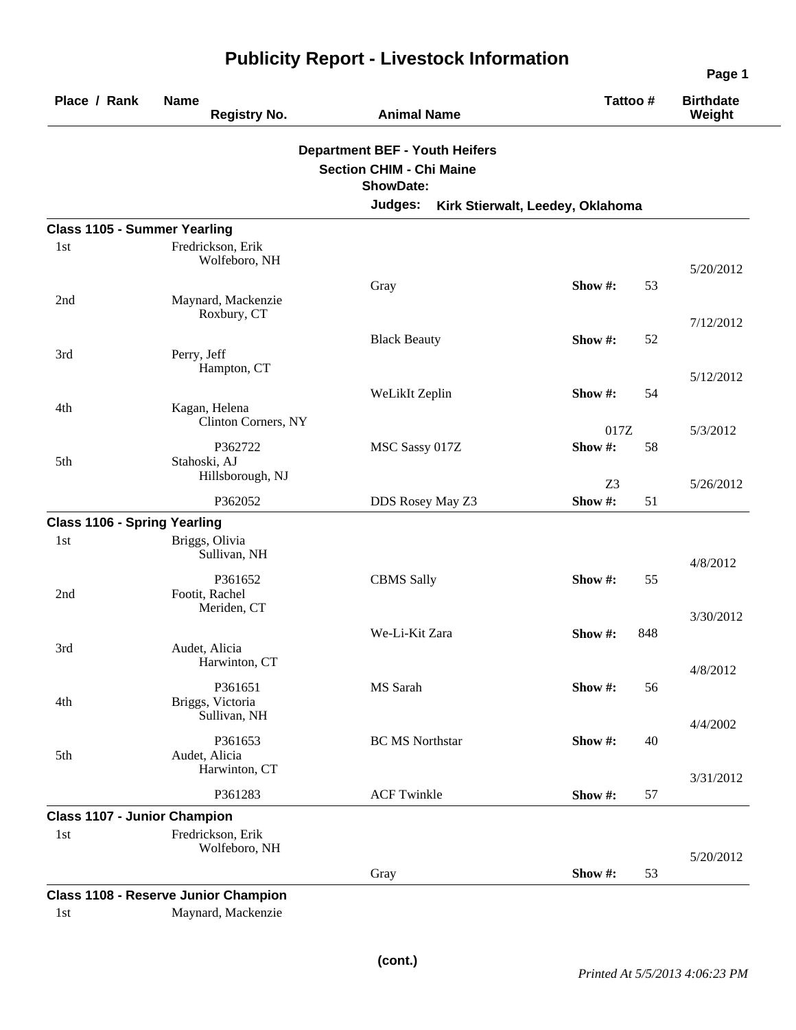# Publicity Report - Livestock Information

| Place / Rank | Name / Registry No. | Animal Name | Tattoo # | | Birthdate / Weight |
|---|---|---|---|---|---|

**Department BEF - Youth Heifers**
**Section CHIM - Chi Maine**
**ShowDate:**
**Judges:** Kirk Stierwalt, Leedey, Oklahoma

### Class 1105 - Summer Yearling

| Place / Rank | Name / Registry No. | Animal Name | Tattoo # | | Birthdate / Weight |
|---|---|---|---|---|---|
| 1st | Fredrickson, Erik<br>Wolfeboro, NH | Gray | Show #: | 53 | 5/20/2012 |
| 2nd | Maynard, Mackenzie<br>Roxbury, CT | Black Beauty | Show #: | 52 | 7/12/2012 |
| 3rd | Perry, Jeff<br>Hampton, CT | WeLikIt Zeplin | Show #: | 54 | 5/12/2012 |
| 4th | Kagan, Helena<br>Clinton Corners, NY<br>P362722 | MSC Sassy 017Z | 017Z<br>Show #: | 58 | 5/3/2012 |
| 5th | Stahoski, AJ<br>Hillsborough, NJ<br>P362052 | DDS Rosey May Z3 | Z3<br>Show #: | 51 | 5/26/2012 |

### Class 1106 - Spring Yearling

| Place / Rank | Name / Registry No. | Animal Name | Tattoo # | | Birthdate / Weight |
|---|---|---|---|---|---|
| 1st | Briggs, Olivia<br>Sullivan, NH<br>P361652 | CBMS Sally | Show #: | 55 | 4/8/2012 |
| 2nd | Footit, Rachel<br>Meriden, CT | We-Li-Kit Zara | Show #: | 848 | 3/30/2012 |
| 3rd | Audet, Alicia<br>Harwinton, CT<br>P361651 | MS Sarah | Show #: | 56 | 4/8/2012 |
| 4th | Briggs, Victoria<br>Sullivan, NH<br>P361653 | BC MS Northstar | Show #: | 40 | 4/4/2002 |
| 5th | Audet, Alicia<br>Harwinton, CT<br>P361283 | ACF Twinkle | Show #: | 57 | 3/31/2012 |

### Class 1107 - Junior Champion

| Place / Rank | Name / Registry No. | Animal Name | Tattoo # | | Birthdate / Weight |
|---|---|---|---|---|---|
| 1st | Fredrickson, Erik<br>Wolfeboro, NH | Gray | Show #: | 53 | 5/20/2012 |

### Class 1108 - Reserve Junior Champion

| Place / Rank | Name / Registry No. | Animal Name | Tattoo # | | Birthdate / Weight |
|---|---|---|---|---|---|
| 1st | Maynard, Mackenzie | | | | |

**(cont.)**

*Printed At 5/5/2013 4:06:23 PM*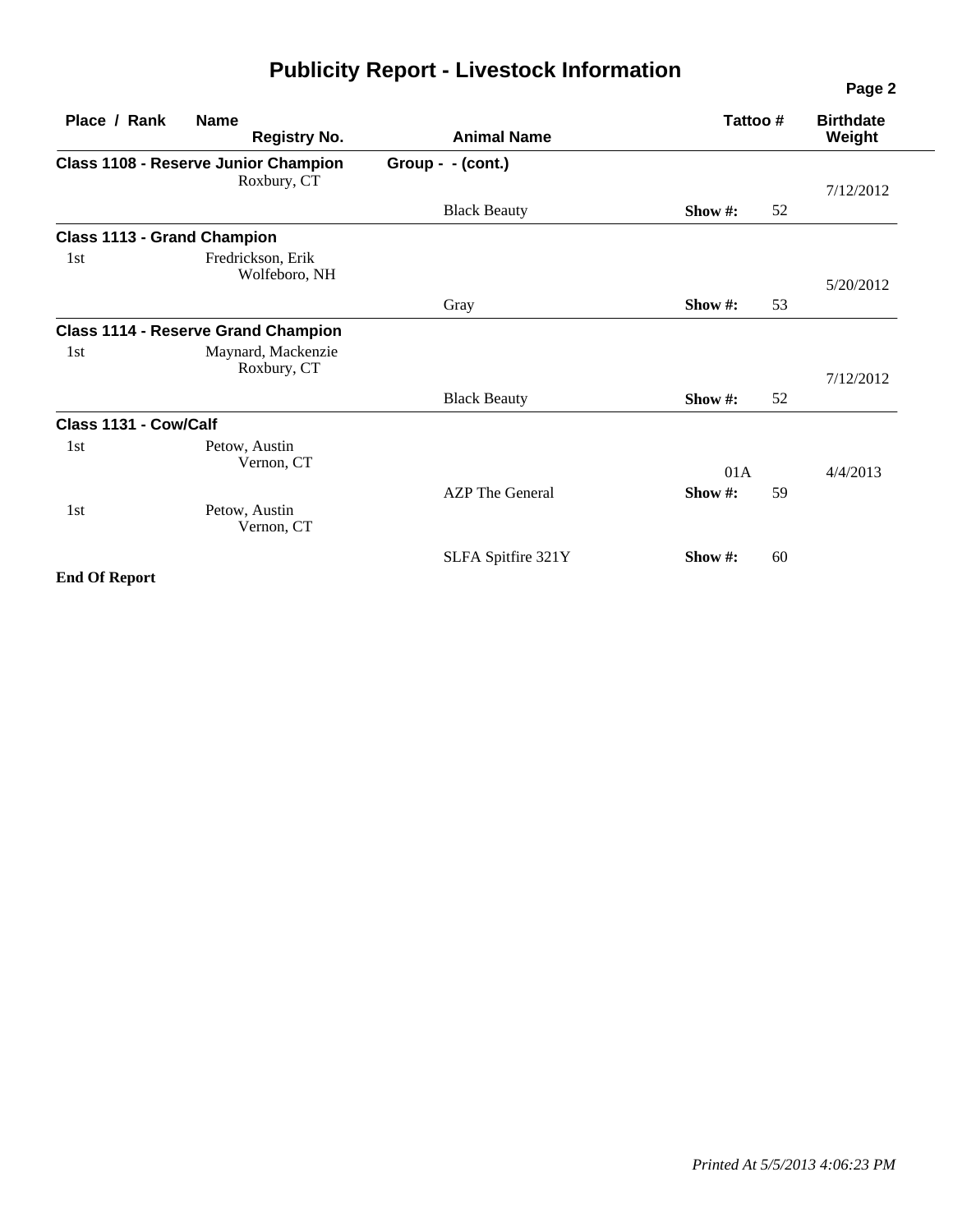# Publicity Report - Livestock Information

| Place / Rank | Name / Registry No. | Animal Name | Tattoo # | | Birthdate / Weight |
|---|---|---|---|---|---|
| **Class 1108 - Reserve Junior Champion** | | **Group - - (cont.)** | | | |
| | Roxbury, CT | | | | 7/12/2012 |
| | | Black Beauty | **Show #:** | 52 | |
| **Class 1113 - Grand Champion** | | | | | |
| 1st | Fredrickson, Erik<br>Wolfeboro, NH | | | | 5/20/2012 |
| | | Gray | **Show #:** | 53 | |
| **Class 1114 - Reserve Grand Champion** | | | | | |
| 1st | Maynard, Mackenzie<br>Roxbury, CT | | | | 7/12/2012 |
| | | Black Beauty | **Show #:** | 52 | |
| **Class 1131 - Cow/Calf** | | | | | |
| 1st | Petow, Austin<br>Vernon, CT | | 01A | | 4/4/2013 |
| | | AZP The General | **Show #:** | 59 | |
| 1st | Petow, Austin<br>Vernon, CT | | | | |
| | | SLFA Spitfire 321Y | **Show #:** | 60 | |

**End Of Report**

*Printed At 5/5/2013 4:06:23 PM*